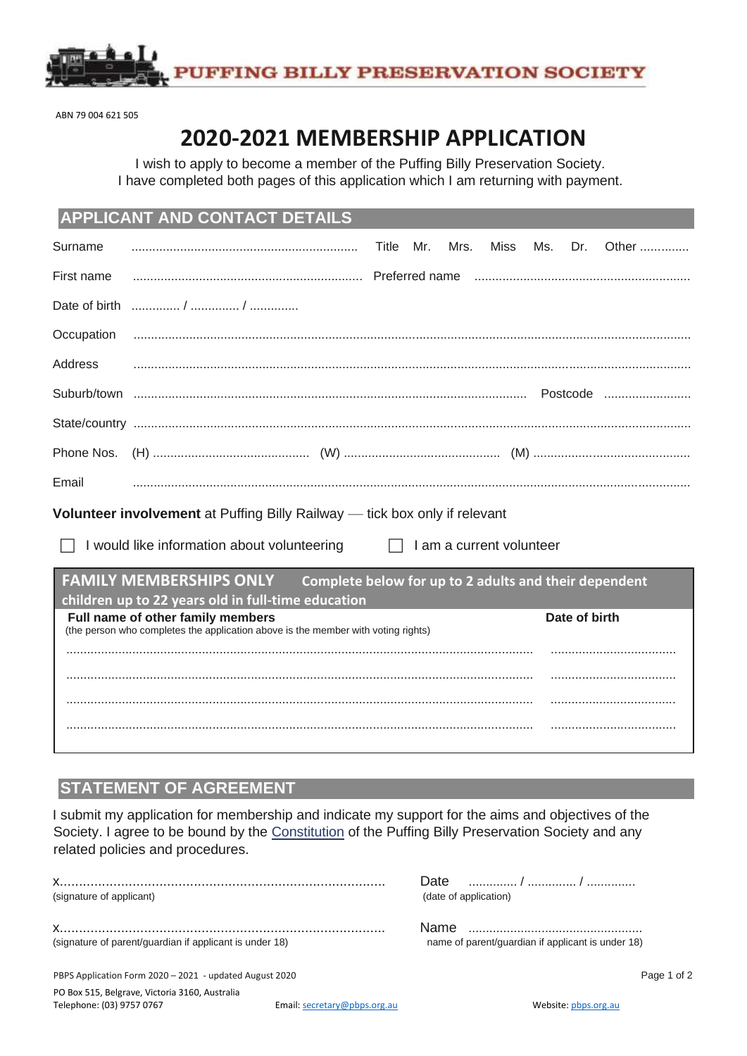PUFFING BILLY PRESERVATION SOCIETY

ABN 79 004 621 505

# 2020-2021 MEMBERSHIP APPLICATION

I wish to apply to become a member of the Puffing Billy Preservation Society.
I have completed both pages of this application which I am returning with payment.

## APPLICANT AND CONTACT DETAILS

Surname ................................................................ Title Mr. Mrs. Miss Ms. Dr. Other ..............

First name ................................................................ Preferred name ..............................................................

Date of birth .............. / .............. / ..............

Occupation ..............................................................................................................................................

Address ..............................................................................................................................................

Suburb/town .............................................................................................. Postcode .........................

State/country ..............................................................................................................................................

Phone Nos. (H) ............................................ (W) ............................................ (M) ............................................

Email ..............................................................................................................................................

**Volunteer involvement** at Puffing Billy Railway — tick box only if relevant

☐ I would like information about volunteering ☐ I am a current volunteer

## FAMILY MEMBERSHIPS ONLY

Complete below for up to 2 adults and their dependent children up to 22 years old in full-time education

| **Full name of other family members** (the person who completes the application above is the member with voting rights) | **Date of birth** |
|---|---|
| .................................................................................................................................... | .................................... |
| .................................................................................................................................... | .................................... |
| .................................................................................................................................... | .................................... |
| .................................................................................................................................... | .................................... |

## STATEMENT OF AGREEMENT

I submit my application for membership and indicate my support for the aims and objectives of the Society. I agree to be bound by the Constitution of the Puffing Billy Preservation Society and any related policies and procedures.

x.....................................................................................
(signature of applicant)

Date .............. / .............. / ..............
(date of application)

x.....................................................................................
(signature of parent/guardian if applicant is under 18)

Name ..................................................
name of parent/guardian if applicant is under 18)

PBPS Application Form 2020 – 2021 - updated August 2020

PO Box 515, Belgrave, Victoria 3160, Australia
Telephone: (03) 9757 0767 Email: secretary@pbps.org.au Website: pbps.org.au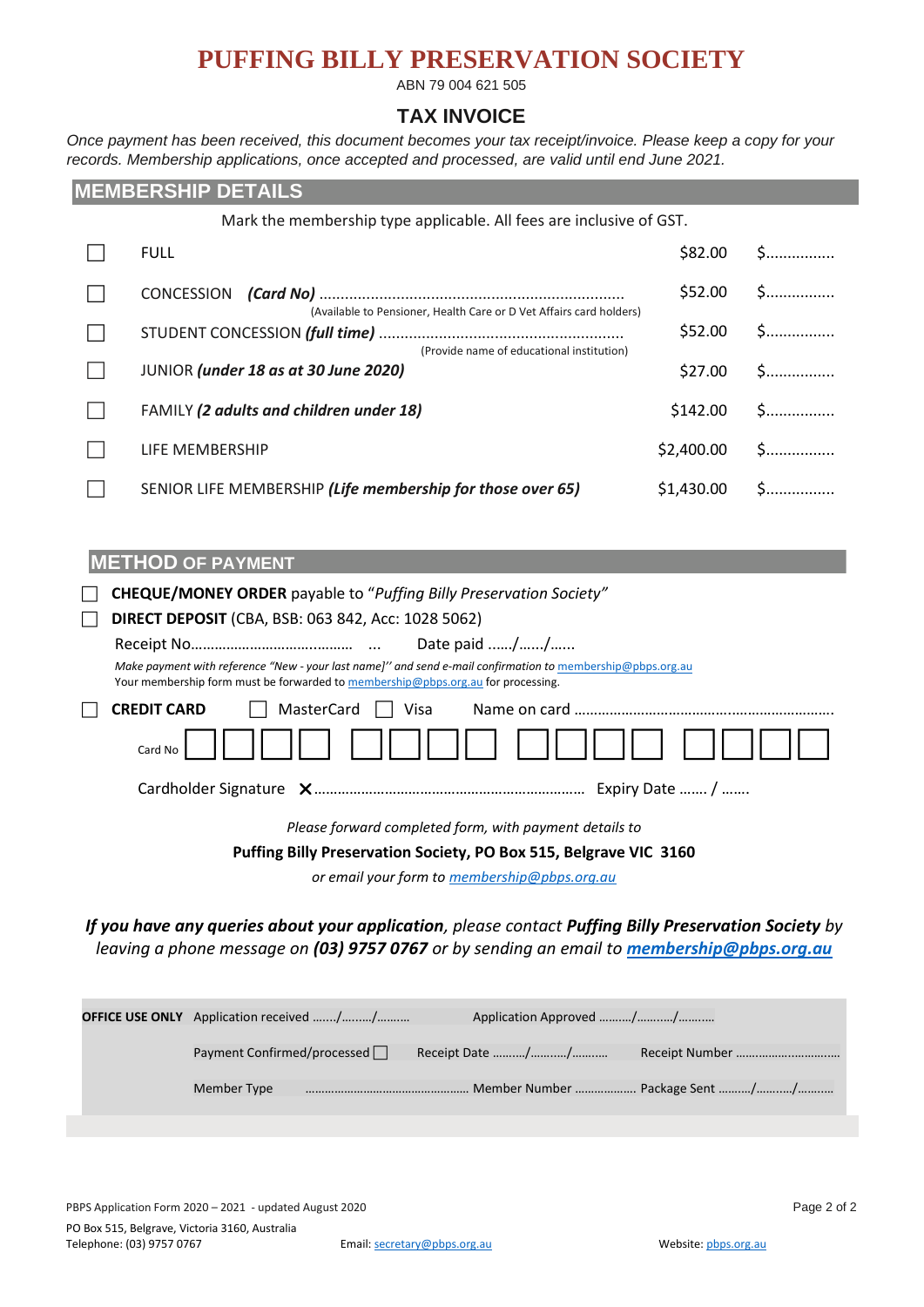# PUFFING BILLY PRESERVATION SOCIETY

ABN 79 004 621 505

## TAX INVOICE

*Once payment has been received, this document becomes your tax receipt/invoice. Please keep a copy for your records. Membership applications, once accepted and processed, are valid until end June 2021.*

## MEMBERSHIP DETAILS

Mark the membership type applicable. All fees are inclusive of GST.

| | | | |
|---|---|---|---|
| ☐ | FULL | $82.00 | $................ |
| ☐ | CONCESSION *(Card No)* ........................................................................ (Available to Pensioner, Health Care or D Vet Affairs card holders) | $52.00 | $................ |
| ☐ | STUDENT CONCESSION *(full time)* ......................................................... (Provide name of educational institution) | $52.00 | $................ |
| ☐ | JUNIOR ***(under 18 as at 30 June 2020)*** | $27.00 | $................ |
| ☐ | FAMILY ***(2 adults and children under 18)*** | $142.00 | $................ |
| ☐ | LIFE MEMBERSHIP | $2,400.00 | $................ |
| ☐ | SENIOR LIFE MEMBERSHIP ***(Life membership for those over 65)*** | $1,430.00 | $................ |

## METHOD OF PAYMENT

☐ **CHEQUE/MONEY ORDER** payable to "*Puffing Billy Preservation Society"*

☐ **DIRECT DEPOSIT** (CBA, BSB: 063 842, Acc: 1028 5062)

Receipt No.......................................... ... Date paid ....../....../......

*Make payment with reference "New - your last name]" and send e-mail confirmation to* membership@pbps.org.au
Your membership form must be forwarded to membership@pbps.org.au for processing.

☐ **CREDIT CARD** ☐ MasterCard ☐ Visa Name on card ..................................................................................

Card No ☐☐☐☐ ☐☐☐☐ ☐☐☐☐ ☐☐☐☐

Cardholder Signature ✕.................................................................. Expiry Date ....... / .......

*Please forward completed form, with payment details to*

**Puffing Billy Preservation Society, PO Box 515, Belgrave VIC 3160**

*or email your form to membership@pbps.org.au*

***If you have any queries about your application**, please contact **Puffing Billy Preservation Society** by leaving a phone message on **(03) 9757 0767** or by sending an email to **membership@pbps.org.au***

**OFFICE USE ONLY** Application received ......./........./.......... Application Approved ........../.........../..........

Payment Confirmed/processed ☐ Receipt Date ........../.........../........... Receipt Number ...............................

Member Type ................................................. Member Number .................. Package Sent ........../.........../..........

PBPS Application Form 2020 – 2021 - updated August 2020

PO Box 515, Belgrave, Victoria 3160, Australia
Telephone: (03) 9757 0767 Email: secretary@pbps.org.au Website: pbps.org.au